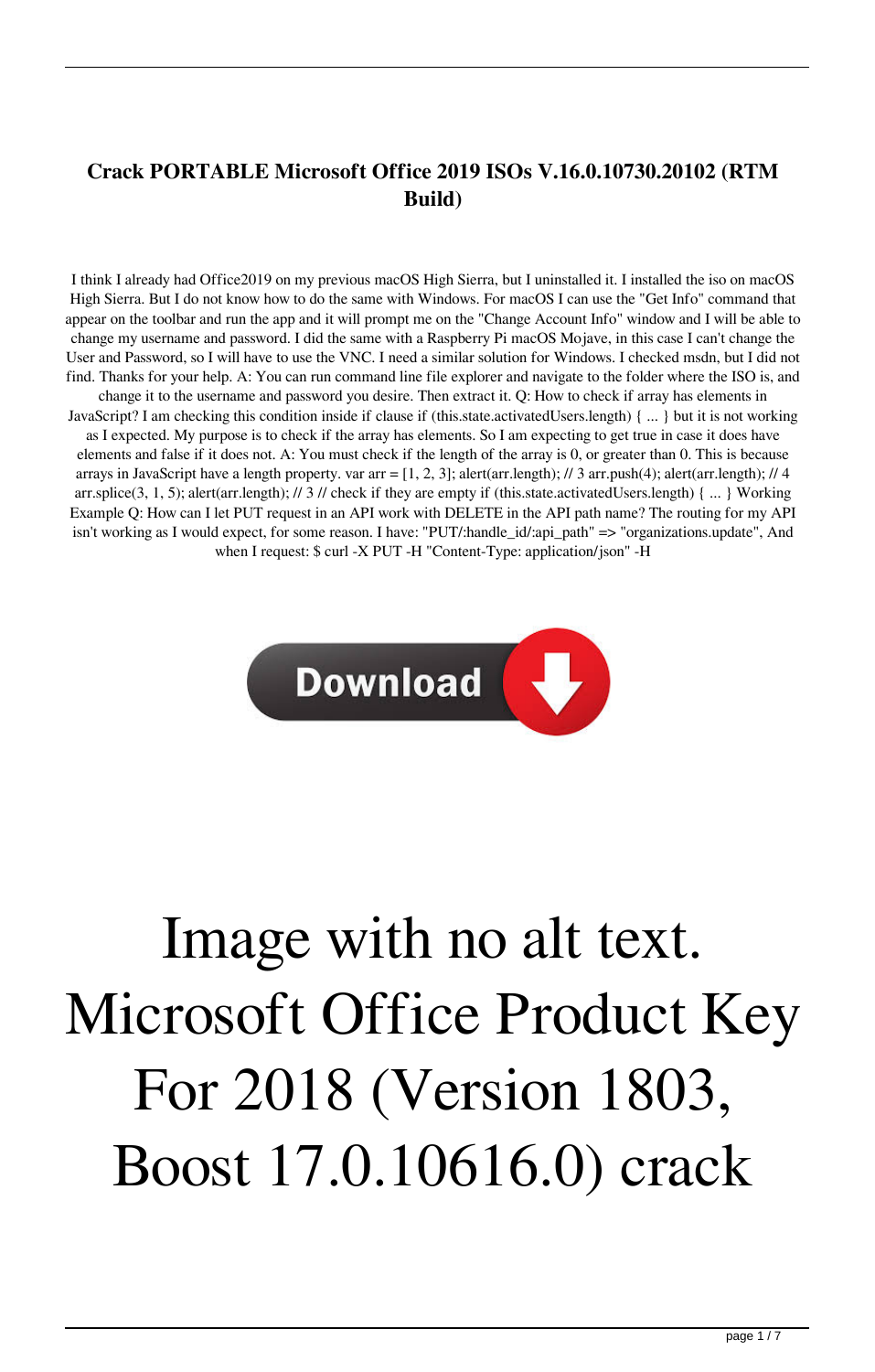# Crack PORTABLE Microsoft Office 2019 ISOs V.16.0.10730.20102 (RTM Build)

I think I already had Office2019 on my previous macOS High Sierra, but I uninstalled it. I installed the iso on macOS High Sierra. But I do not know how to do the same with Windows. For macOS I can use the "Get Info" command that appear on the toolbar and run the app and it will prompt me on the "Change Account Info" window and I will be able to change my username and password. I did the same with a Raspberry Pi macOS Mojave, in this case I can't change the User and Password, so I will have to use the VNC. I need a similar solution for Windows. I checked msdn, but I did not find. Thanks for your help. A: You can run command line file explorer and navigate to the folder where the ISO is, and change it to the username and password you desire. Then extract it. Q: How to check if array has elements in JavaScript? I am checking this condition inside if clause if (this.state.activatedUsers.length) { ... } but it is not working as I expected. My purpose is to check if the array has elements. So I am expecting to get true in case it does have elements and false if it does not. A: You must check if the length of the array is 0, or greater than 0. This is because arrays in JavaScript have a length property. var arr = [1, 2, 3]; alert(arr.length); // 3 arr.push(4); alert(arr.length); // 4 arr.splice(3, 1, 5); alert(arr.length); // 3 // check if they are empty if (this.state.activatedUsers.length) { ... } Working Example Q: How can I let PUT request in an API work with DELETE in the API path name? The routing for my API isn't working as I would expect, for some reason. I have: "PUT/:handle_id/:api_path" => "organizations.update", And when I request: $ curl -X PUT -H "Content-Type: application/json" -H

Download

Image with no alt text. Microsoft Office Product Key For 2018 (Version 1803, Boost 17.0.10616.0) crack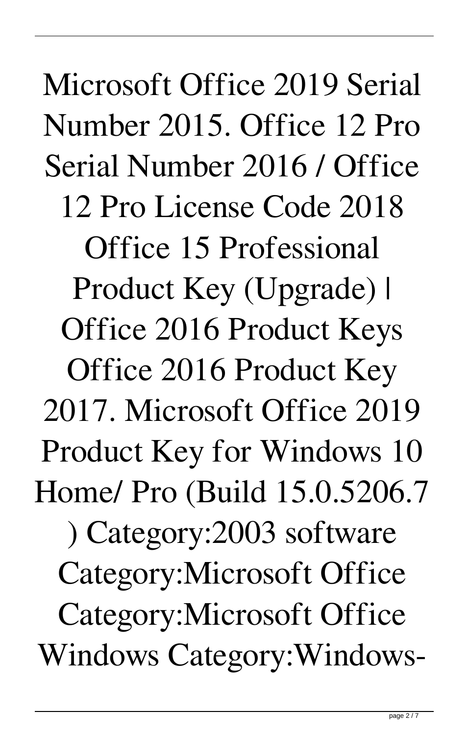Microsoft Office 2019 Serial Number 2015. Office 12 Pro Serial Number 2016 / Office 12 Pro License Code 2018 Office 15 Professional Product Key (Upgrade) | Office 2016 Product Keys Office 2016 Product Key 2017. Microsoft Office 2019 Product Key for Windows 10 Home/ Pro (Build 15.0.5206.7 ) Category:2003 software Category:Microsoft Office Category:Microsoft Office Windows Category:Windows-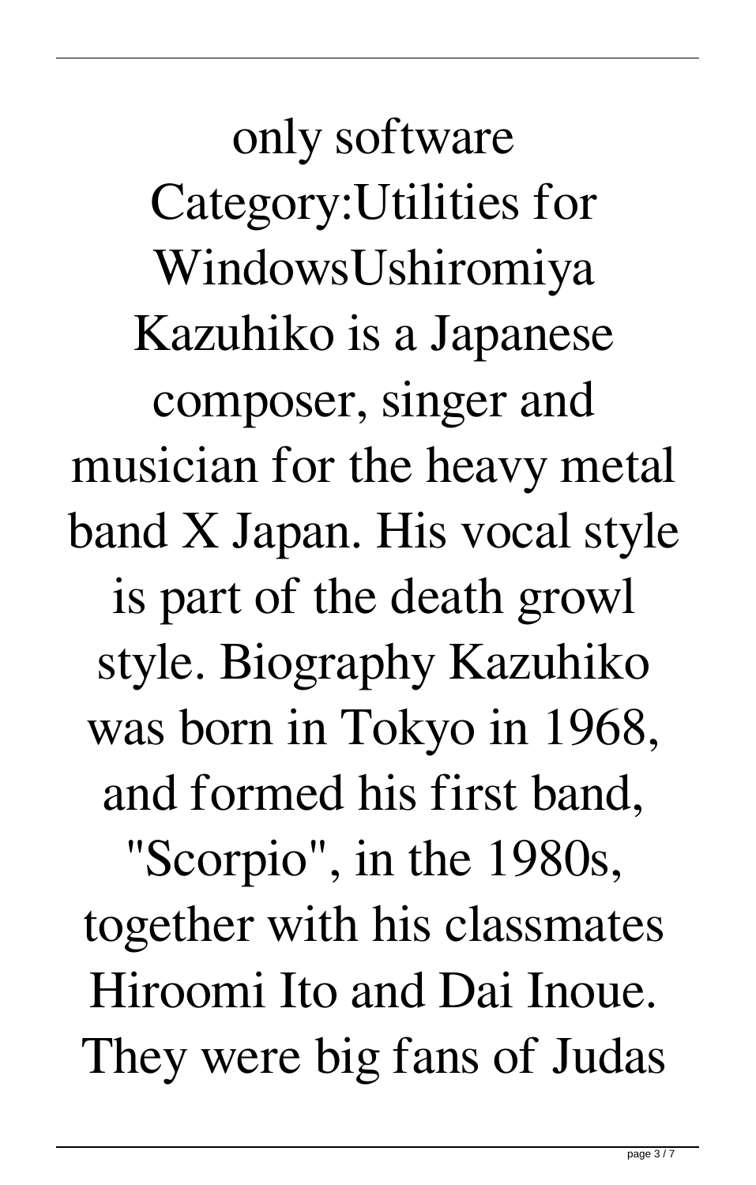only software Category:Utilities for WindowsUshiromiya Kazuhiko is a Japanese composer, singer and musician for the heavy metal band X Japan. His vocal style is part of the death growl style. Biography Kazuhiko was born in Tokyo in 1968, and formed his first band, "Scorpio", in the 1980s, together with his classmates Hiroomi Ito and Dai Inoue. They were big fans of Judas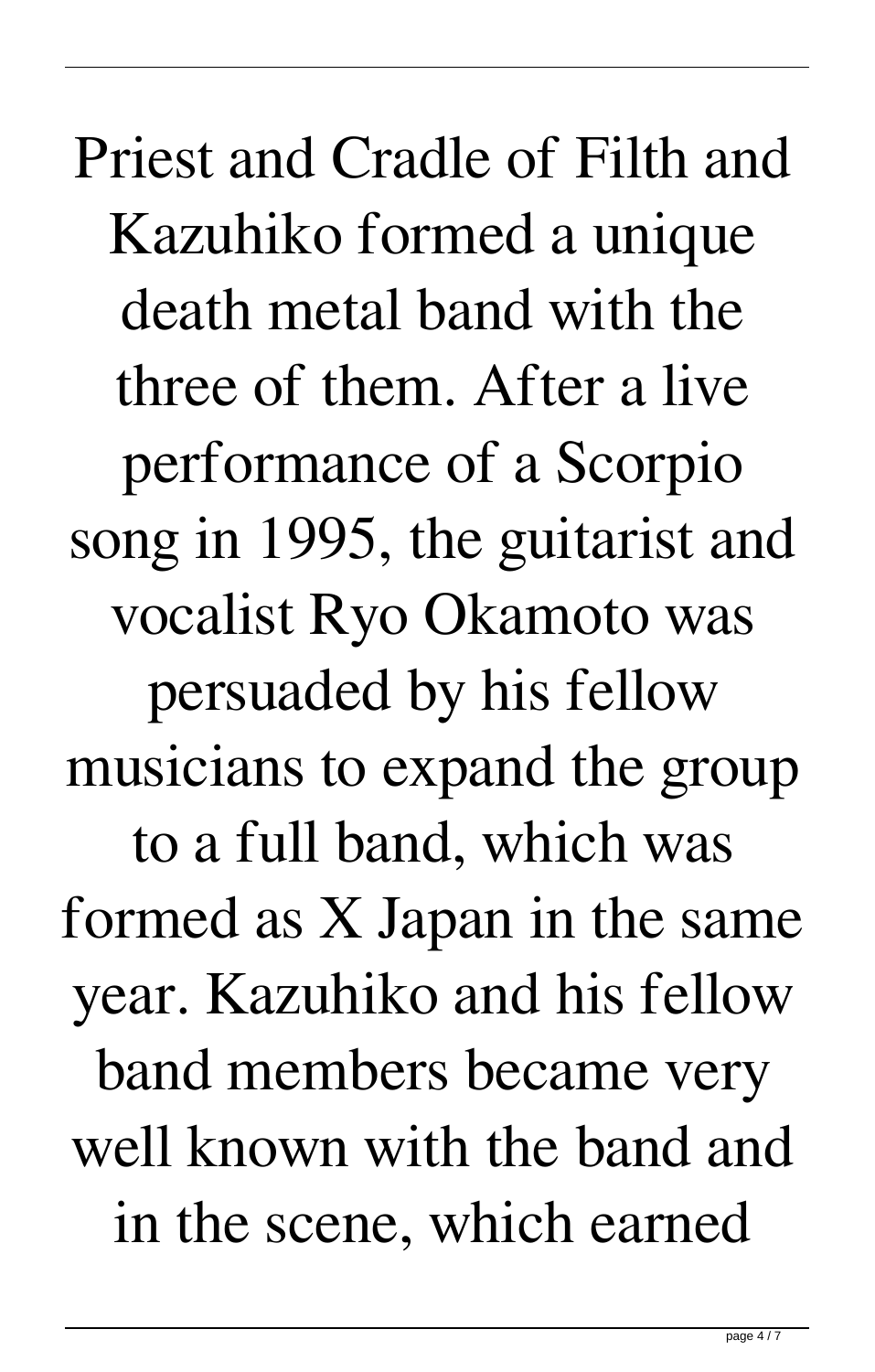Priest and Cradle of Filth and Kazuhiko formed a unique death metal band with the three of them. After a live performance of a Scorpio song in 1995, the guitarist and vocalist Ryo Okamoto was persuaded by his fellow musicians to expand the group to a full band, which was formed as X Japan in the same year. Kazuhiko and his fellow band members became very well known with the band and in the scene, which earned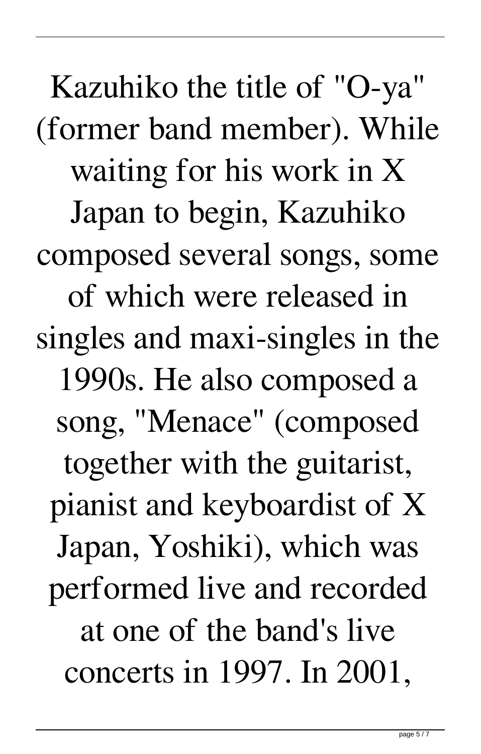Kazuhiko the title of "O-ya" (former band member). While waiting for his work in X Japan to begin, Kazuhiko composed several songs, some of which were released in singles and maxi-singles in the 1990s. He also composed a song, "Menace" (composed together with the guitarist, pianist and keyboardist of X Japan, Yoshiki), which was performed live and recorded at one of the band's live concerts in 1997. In 2001,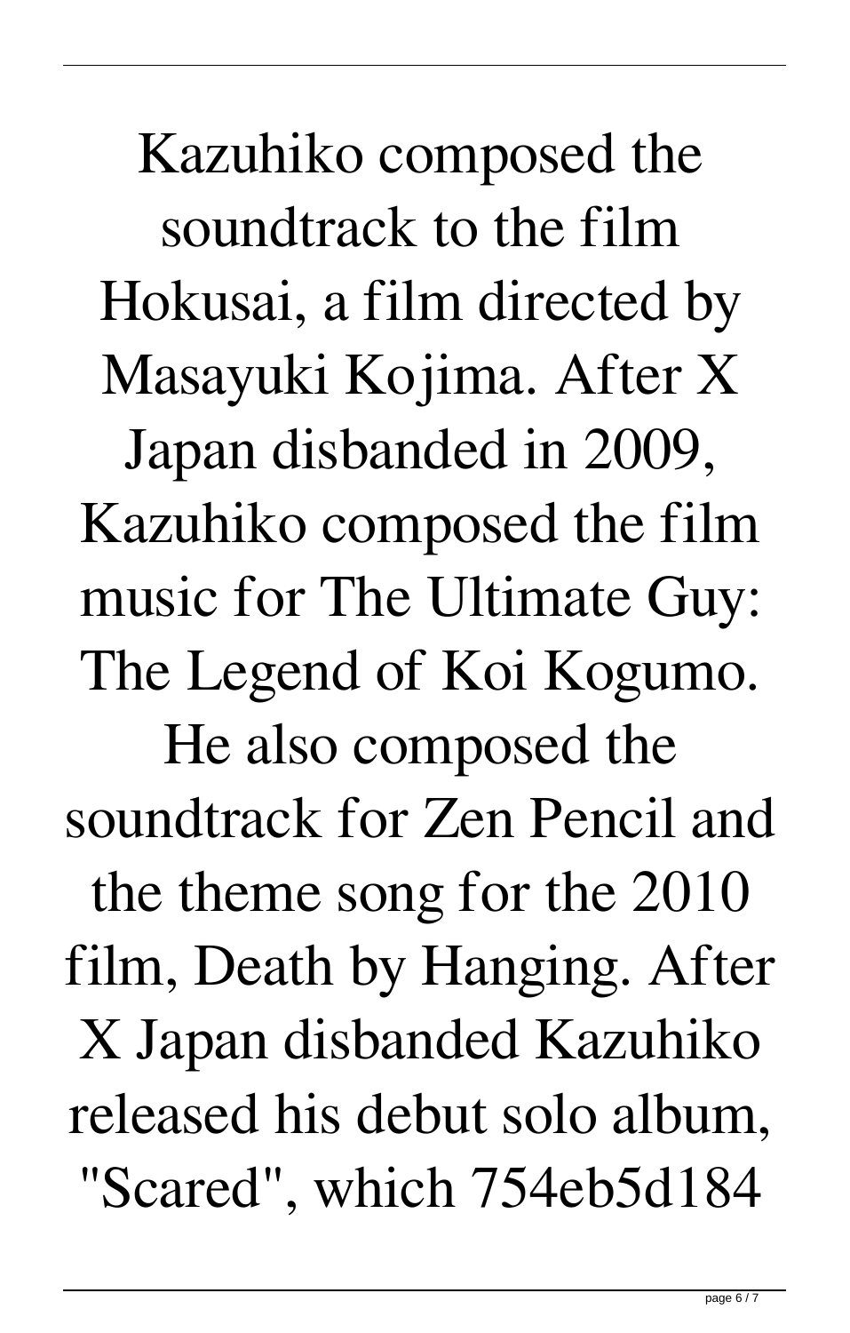Kazuhiko composed the soundtrack to the film Hokusai, a film directed by Masayuki Kojima. After X Japan disbanded in 2009, Kazuhiko composed the film music for The Ultimate Guy: The Legend of Koi Kogumo. He also composed the soundtrack for Zen Pencil and the theme song for the 2010 film, Death by Hanging. After X Japan disbanded Kazuhiko released his debut solo album, "Scared", which 754eb5d184